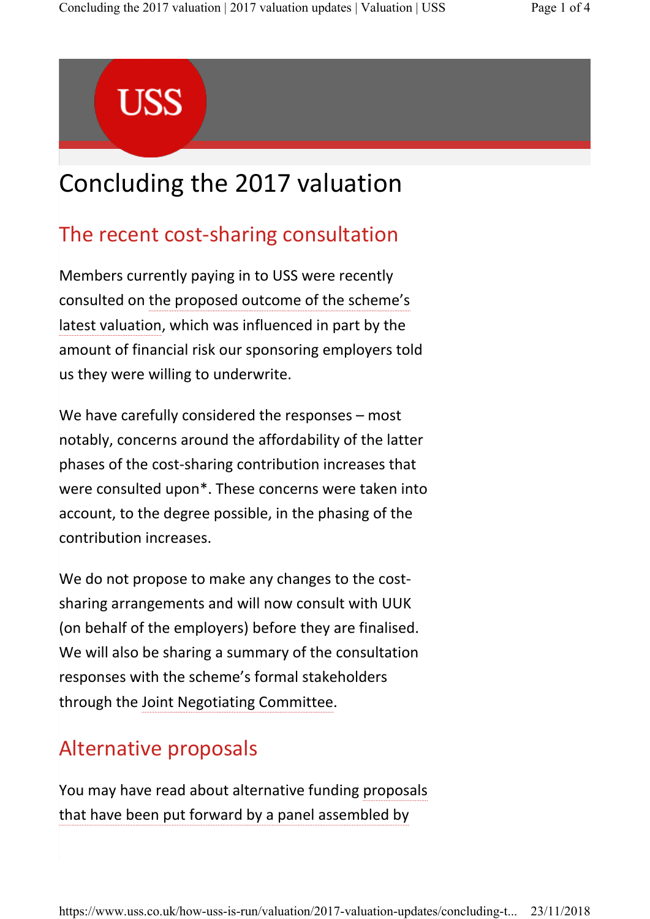# Concluding the 2017 valuation

## The recent cost-sharing consultation

Members currently paying in to USS were recently consulted on the proposed outcome of the scheme's latest valuation, which was influenced in part by the amount of financial risk our sponsoring employers told us they were willing to underwrite.

We have carefully considered the responses – most notably, concerns around the affordability of the latter phases of the cost-sharing contribution increases that were consulted upon*. These concerns were taken into account, to the degree possible, in the phasing of the contribution increases.

We do not propose to make any changes to the cost-sharing arrangements and will now consult with UUK (on behalf of the employers) before they are finalised. We will also be sharing a summary of the consultation responses with the scheme's formal stakeholders through the Joint Negotiating Committee.

## Alternative proposals

You may have read about alternative funding proposals that have been put forward by a panel assembled by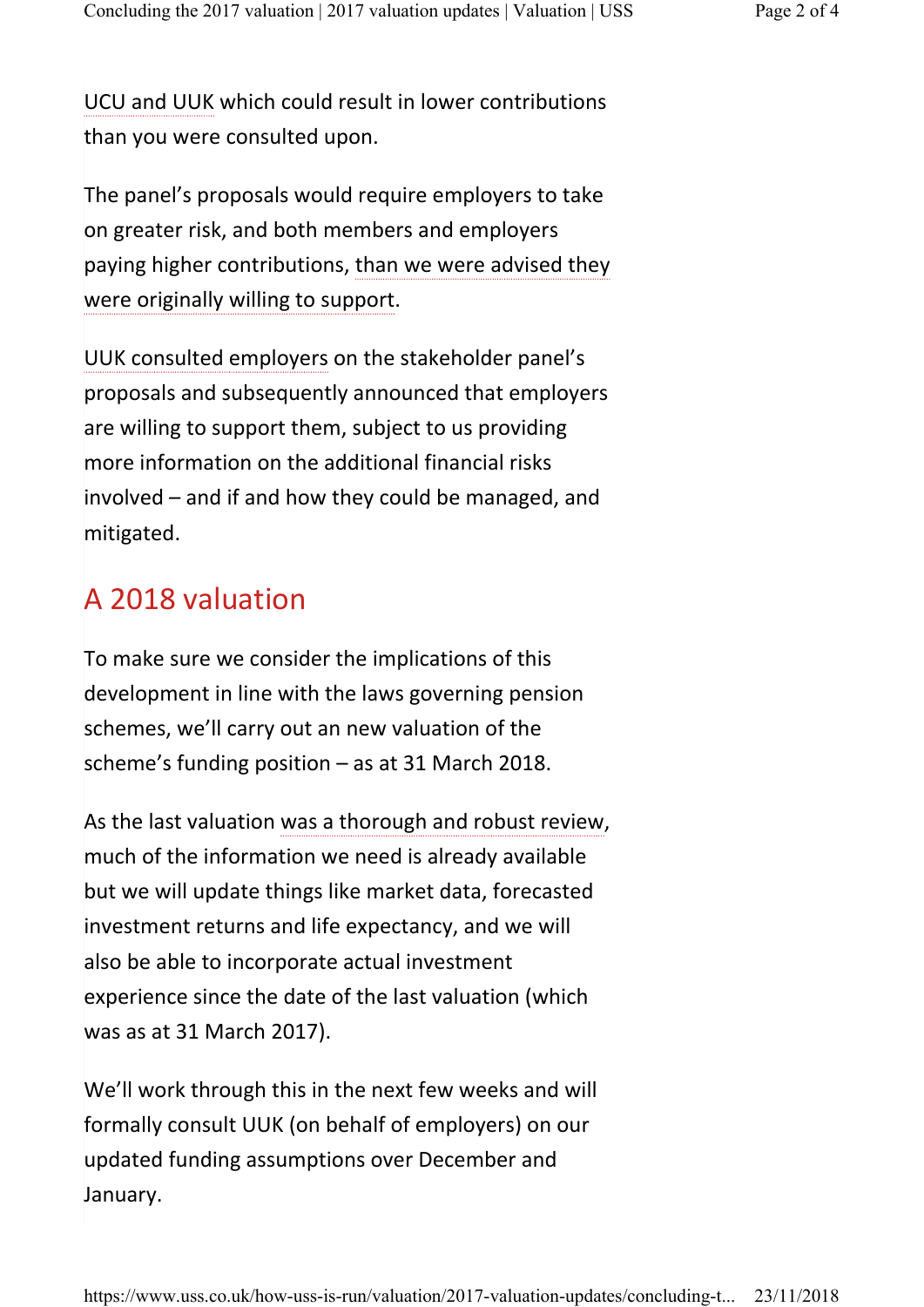UCU and UUK which could result in lower contributions than you were consulted upon.

The panel's proposals would require employers to take on greater risk, and both members and employers paying higher contributions, than we were advised they were originally willing to support.

UUK consulted employers on the stakeholder panel's proposals and subsequently announced that employers are willing to support them, subject to us providing more information on the additional financial risks involved – and if and how they could be managed, and mitigated.

## A 2018 valuation

To make sure we consider the implications of this development in line with the laws governing pension schemes, we'll carry out an new valuation of the scheme's funding position – as at 31 March 2018.

As the last valuation was a thorough and robust review, much of the information we need is already available but we will update things like market data, forecasted investment returns and life expectancy, and we will also be able to incorporate actual investment experience since the date of the last valuation (which was as at 31 March 2017).

We'll work through this in the next few weeks and will formally consult UUK (on behalf of employers) on our updated funding assumptions over December and January.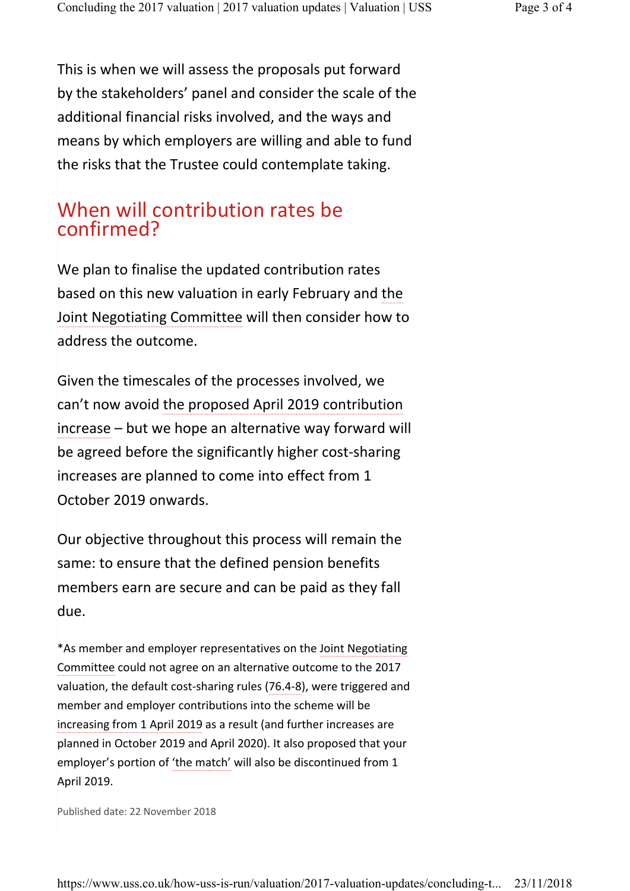This is when we will assess the proposals put forward by the stakeholders' panel and consider the scale of the additional financial risks involved, and the ways and means by which employers are willing and able to fund the risks that the Trustee could contemplate taking.

## When will contribution rates be confirmed?

We plan to finalise the updated contribution rates based on this new valuation in early February and the Joint Negotiating Committee will then consider how to address the outcome.

Given the timescales of the processes involved, we can't now avoid the proposed April 2019 contribution increase – but we hope an alternative way forward will be agreed before the significantly higher cost-sharing increases are planned to come into effect from 1 October 2019 onwards.

Our objective throughout this process will remain the same: to ensure that the defined pension benefits members earn are secure and can be paid as they fall due.

*As member and employer representatives on the Joint Negotiating Committee could not agree on an alternative outcome to the 2017 valuation, the default cost-sharing rules (76.4-8), were triggered and member and employer contributions into the scheme will be increasing from 1 April 2019 as a result (and further increases are planned in October 2019 and April 2020). It also proposed that your employer's portion of 'the match' will also be discontinued from 1 April 2019.

Published date: 22 November 2018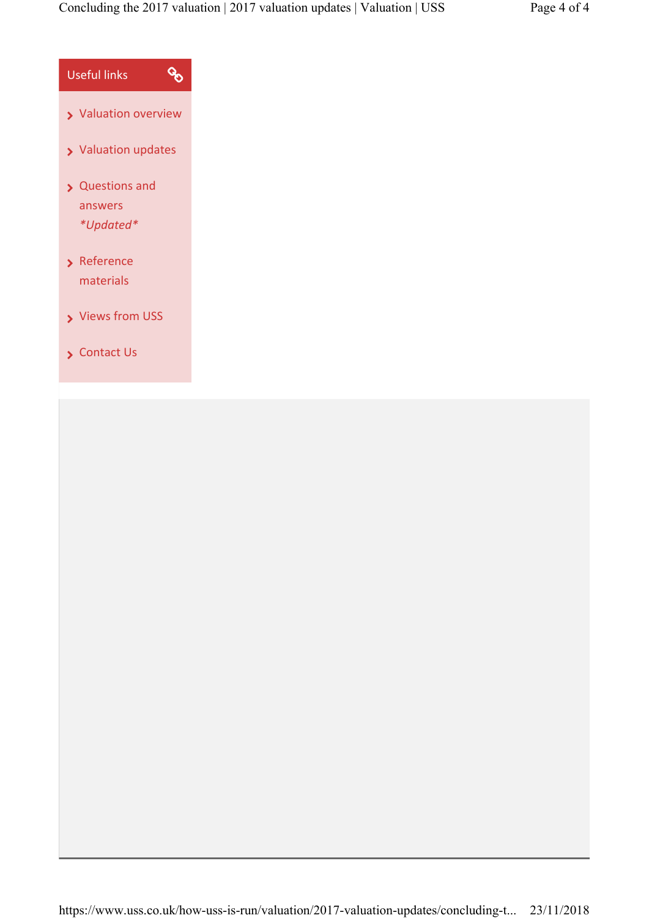## Useful links

- Valuation overview
- Valuation updates
- Questions and answers *\*Updated\**
- Reference materials
- Views from USS
- Contact Us

## Useful links

- Valuation overview
- Valuation updates
- Questions and answers *Updated*
- Reference materials
- Views from USS
- Contact Us